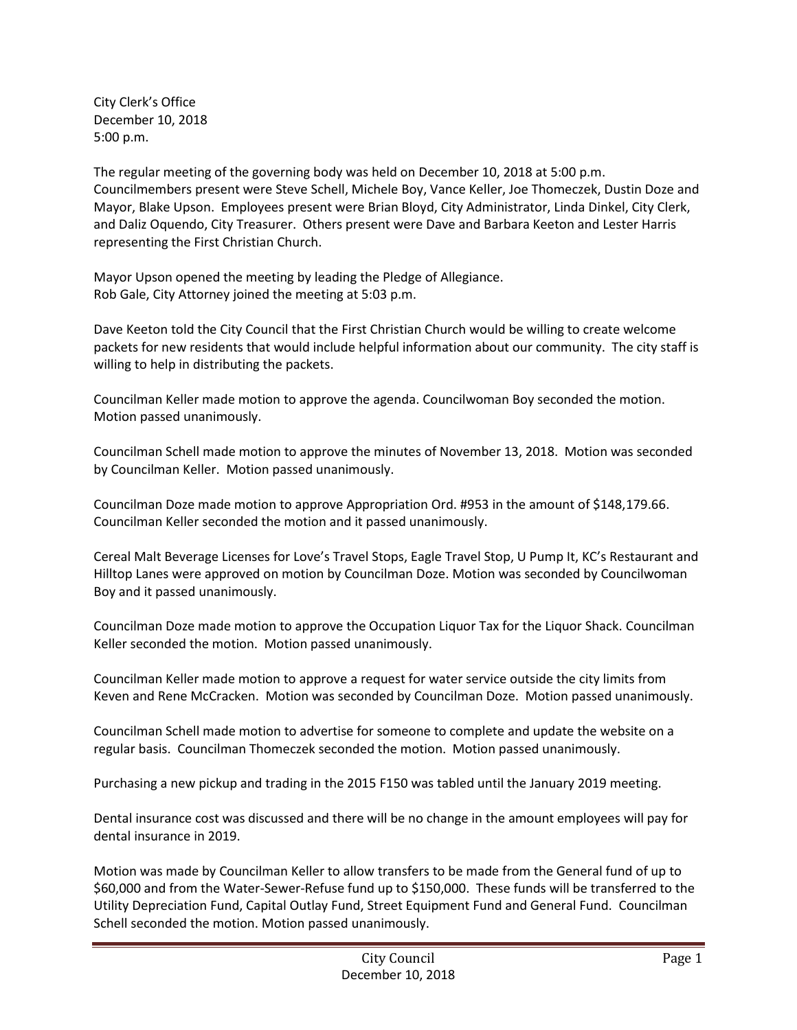City Clerk's Office
December 10, 2018
5:00 p.m.

The regular meeting of the governing body was held on December 10, 2018 at 5:00 p.m. Councilmembers present were Steve Schell, Michele Boy, Vance Keller, Joe Thomeczek, Dustin Doze and Mayor, Blake Upson. Employees present were Brian Bloyd, City Administrator, Linda Dinkel, City Clerk, and Daliz Oquendo, City Treasurer. Others present were Dave and Barbara Keeton and Lester Harris representing the First Christian Church.

Mayor Upson opened the meeting by leading the Pledge of Allegiance.
Rob Gale, City Attorney joined the meeting at 5:03 p.m.

Dave Keeton told the City Council that the First Christian Church would be willing to create welcome packets for new residents that would include helpful information about our community. The city staff is willing to help in distributing the packets.

Councilman Keller made motion to approve the agenda. Councilwoman Boy seconded the motion. Motion passed unanimously.

Councilman Schell made motion to approve the minutes of November 13, 2018. Motion was seconded by Councilman Keller. Motion passed unanimously.

Councilman Doze made motion to approve Appropriation Ord. #953 in the amount of $148,179.66. Councilman Keller seconded the motion and it passed unanimously.

Cereal Malt Beverage Licenses for Love's Travel Stops, Eagle Travel Stop, U Pump It, KC's Restaurant and Hilltop Lanes were approved on motion by Councilman Doze. Motion was seconded by Councilwoman Boy and it passed unanimously.

Councilman Doze made motion to approve the Occupation Liquor Tax for the Liquor Shack. Councilman Keller seconded the motion. Motion passed unanimously.

Councilman Keller made motion to approve a request for water service outside the city limits from Keven and Rene McCracken. Motion was seconded by Councilman Doze. Motion passed unanimously.

Councilman Schell made motion to advertise for someone to complete and update the website on a regular basis. Councilman Thomeczek seconded the motion. Motion passed unanimously.

Purchasing a new pickup and trading in the 2015 F150 was tabled until the January 2019 meeting.

Dental insurance cost was discussed and there will be no change in the amount employees will pay for dental insurance in 2019.

Motion was made by Councilman Keller to allow transfers to be made from the General fund of up to $60,000 and from the Water-Sewer-Refuse fund up to $150,000. These funds will be transferred to the Utility Depreciation Fund, Capital Outlay Fund, Street Equipment Fund and General Fund. Councilman Schell seconded the motion. Motion passed unanimously.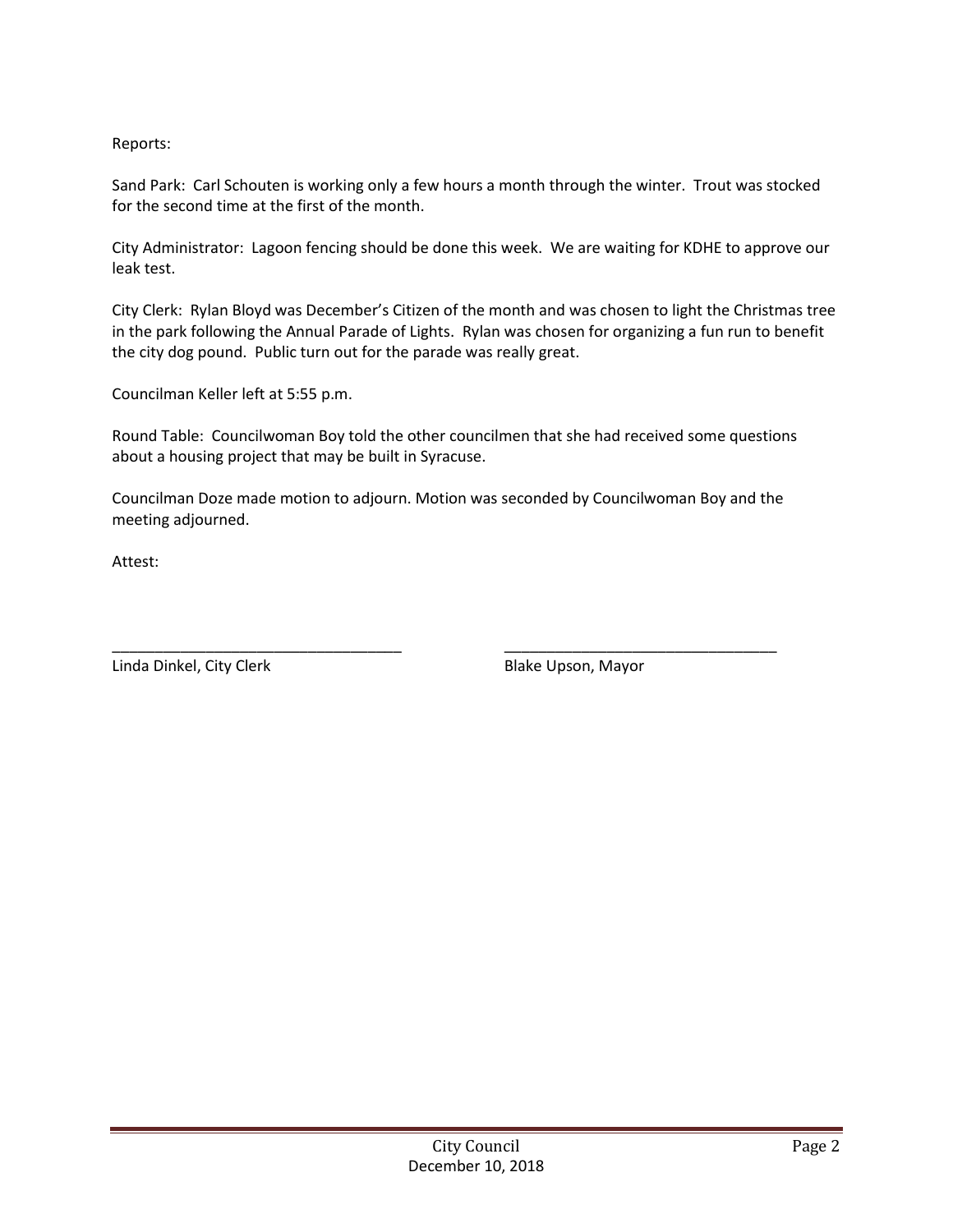Reports:

Sand Park: Carl Schouten is working only a few hours a month through the winter. Trout was stocked for the second time at the first of the month.

City Administrator: Lagoon fencing should be done this week. We are waiting for KDHE to approve our leak test.

City Clerk: Rylan Bloyd was December's Citizen of the month and was chosen to light the Christmas tree in the park following the Annual Parade of Lights. Rylan was chosen for organizing a fun run to benefit the city dog pound. Public turn out for the parade was really great.

Councilman Keller left at 5:55 p.m.

Round Table: Councilwoman Boy told the other councilmen that she had received some questions about a housing project that may be built in Syracuse.

Councilman Doze made motion to adjourn. Motion was seconded by Councilwoman Boy and the meeting adjourned.

Attest:

\_\_\_\_\_\_\_\_\_\_\_\_\_\_\_\_\_\_\_\_\_\_\_\_\_\_\_\_\_\_\_\_\_\_
Linda Dinkel, City Clerk

\_\_\_\_\_\_\_\_\_\_\_\_\_\_\_\_\_\_\_\_\_\_\_\_\_\_\_\_\_\_\_\_\_\_
Blake Upson, Mayor